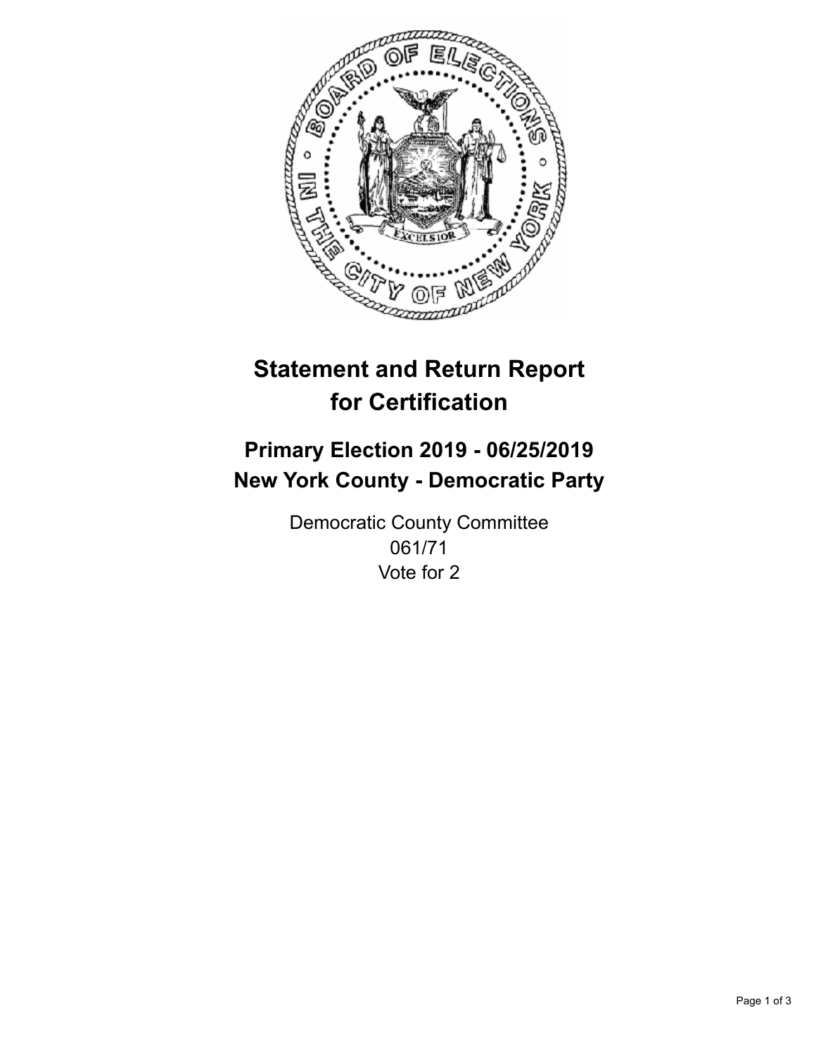# Statement and Return Report for Certification

## Primary Election 2019 - 06/25/2019
## New York County - Democratic Party

Democratic County Committee
061/71
Vote for 2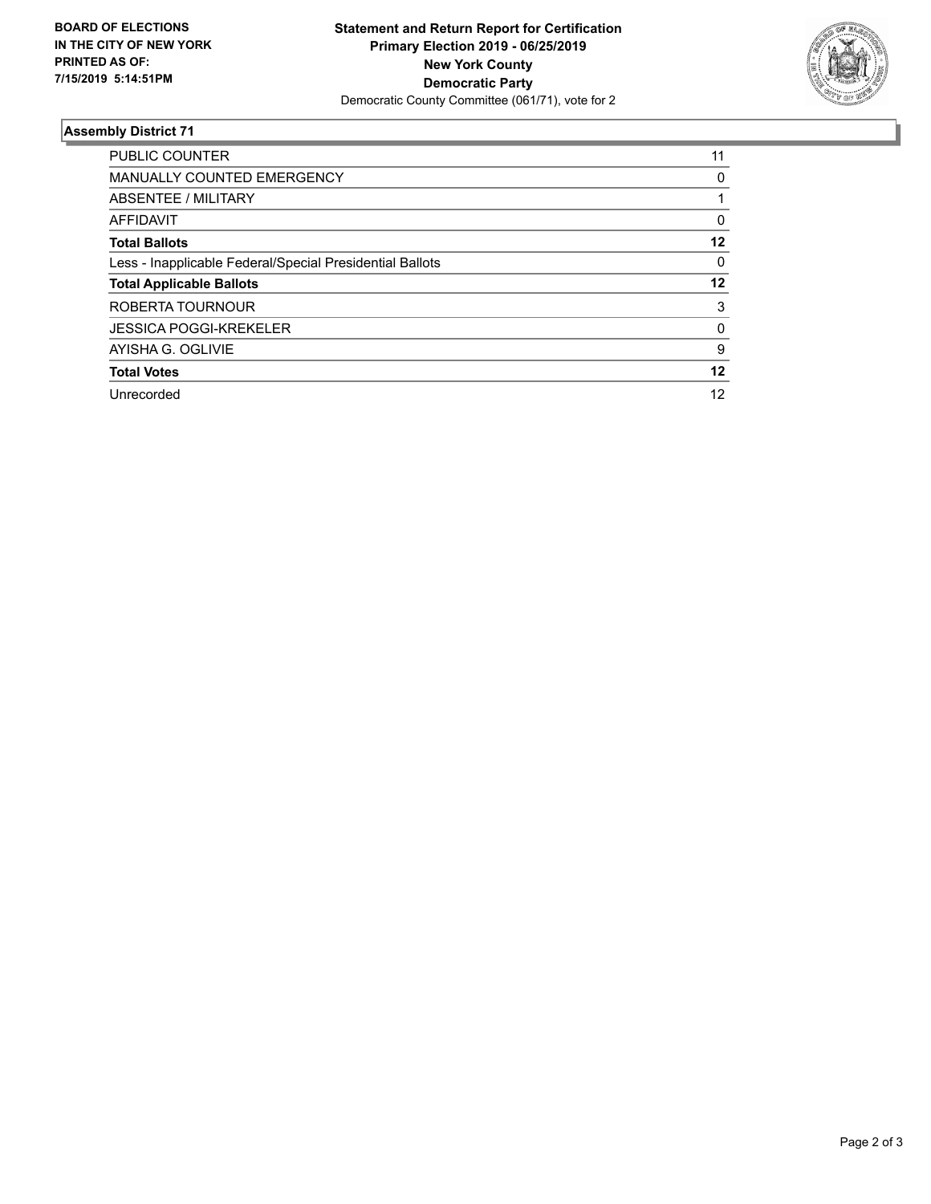**BOARD OF ELECTIONS IN THE CITY OF NEW YORK PRINTED AS OF: 7/15/2019 5:14:51PM**

**Statement and Return Report for Certification**
**Primary Election 2019 - 06/25/2019**
**New York County**
**Democratic Party**
Democratic County Committee (061/71), vote for 2

## Assembly District 71

| | |
|---|---|
| PUBLIC COUNTER | 11 |
| MANUALLY COUNTED EMERGENCY | 0 |
| ABSENTEE / MILITARY | 1 |
| AFFIDAVIT | 0 |
| **Total Ballots** | **12** |
| Less - Inapplicable Federal/Special Presidential Ballots | 0 |
| **Total Applicable Ballots** | **12** |
| ROBERTA TOURNOUR | 3 |
| JESSICA POGGI-KREKELER | 0 |
| AYISHA G. OGLIVIE | 9 |
| **Total Votes** | **12** |
| Unrecorded | 12 |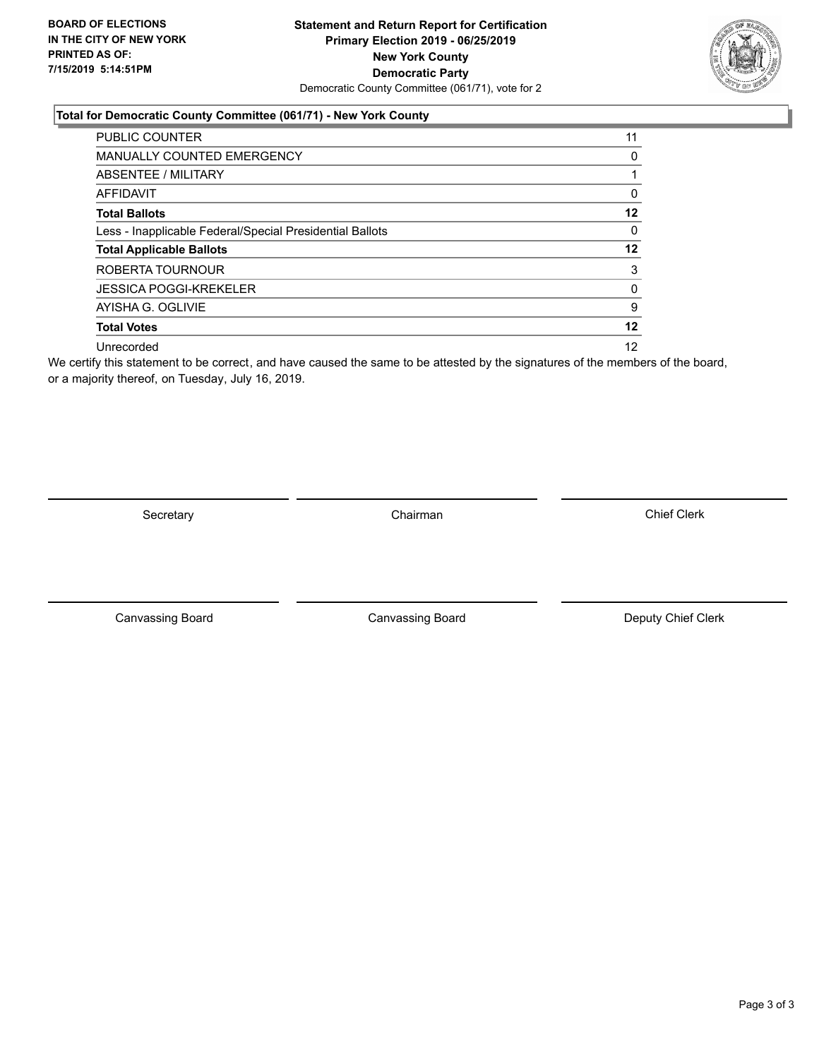**BOARD OF ELECTIONS IN THE CITY OF NEW YORK**
**PRINTED AS OF: 7/15/2019 5:14:51PM**

**Statement and Return Report for Certification**
**Primary Election 2019 - 06/25/2019**
**New York County**
**Democratic Party**
Democratic County Committee (061/71), vote for 2

**Total for Democratic County Committee (061/71) - New York County**

| | |
|---|---|
| PUBLIC COUNTER | 11 |
| MANUALLY COUNTED EMERGENCY | 0 |
| ABSENTEE / MILITARY | 1 |
| AFFIDAVIT | 0 |
| **Total Ballots** | **12** |
| Less - Inapplicable Federal/Special Presidential Ballots | 0 |
| **Total Applicable Ballots** | **12** |
| ROBERTA TOURNOUR | 3 |
| JESSICA POGGI-KREKELER | 0 |
| AYISHA G. OGLIVIE | 9 |
| **Total Votes** | **12** |
| Unrecorded | 12 |

We certify this statement to be correct, and have caused the same to be attested by the signatures of the members of the board, or a majority thereof, on Tuesday, July 16, 2019.

Secretary

Chairman

Chief Clerk

Canvassing Board

Canvassing Board

Deputy Chief Clerk